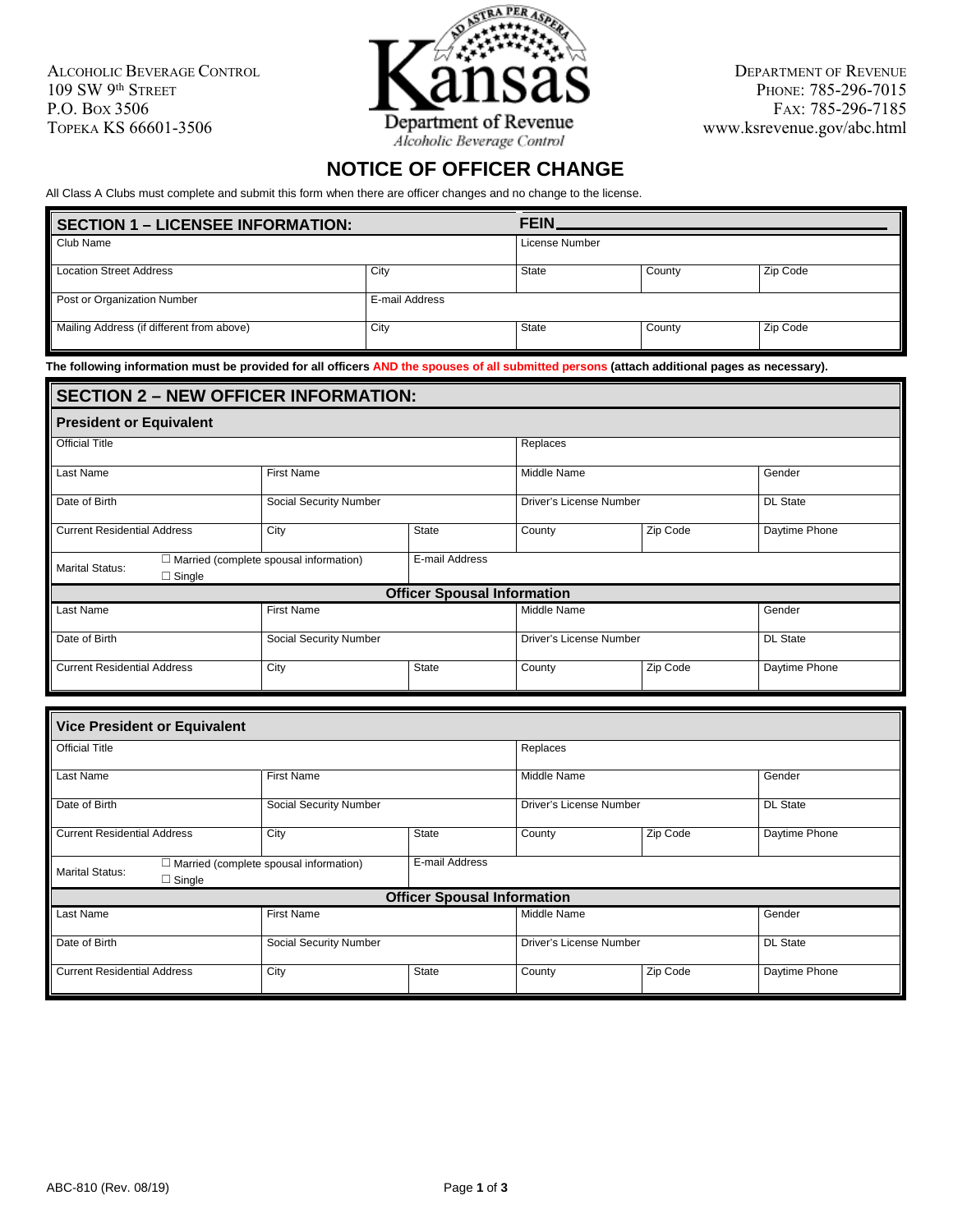Alcoholic Beverage Control
109 SW 9th Street
P.O. Box 3506
Topeka KS 66601-3506

Kansas Department of Revenue
*Alcoholic Beverage Control*

Department of Revenue
Phone: 785-296-7015
Fax: 785-296-7185
www.ksrevenue.gov/abc.html

# NOTICE OF OFFICER CHANGE

All Class A Clubs must complete and submit this form when there are officer changes and no change to the license.

## SECTION 1 – LICENSEE INFORMATION:

**FEIN** ______________________

| Club Name | | License Number | | |
|---|---|---|---|---|
| Location Street Address | City | State | County | Zip Code |
| Post or Organization Number | E-mail Address | | | |
| Mailing Address (if different from above) | City | State | County | Zip Code |

**The following information must be provided for all officers AND the spouses of all submitted persons (attach additional pages as necessary).**

## SECTION 2 – NEW OFFICER INFORMATION:

### President or Equivalent

| Official Title | | | Replaces | | |
|---|---|---|---|---|---|
| Last Name | First Name | | Middle Name | | Gender |
| Date of Birth | Social Security Number | | Driver's License Number | | DL State |
| Current Residential Address | City | State | County | Zip Code | Daytime Phone |
| Marital Status: ☐ Married (complete spousal information) ☐ Single | | E-mail Address | | | |
| **Officer Spousal Information** | | | | | |
| Last Name | First Name | | Middle Name | | Gender |
| Date of Birth | Social Security Number | | Driver's License Number | | DL State |
| Current Residential Address | City | State | County | Zip Code | Daytime Phone |

### Vice President or Equivalent

| Official Title | | | Replaces | | |
|---|---|---|---|---|---|
| Last Name | First Name | | Middle Name | | Gender |
| Date of Birth | Social Security Number | | Driver's License Number | | DL State |
| Current Residential Address | City | State | County | Zip Code | Daytime Phone |
| Marital Status: ☐ Married (complete spousal information) ☐ Single | | E-mail Address | | | |
| **Officer Spousal Information** | | | | | |
| Last Name | First Name | | Middle Name | | Gender |
| Date of Birth | Social Security Number | | Driver's License Number | | DL State |
| Current Residential Address | City | State | County | Zip Code | Daytime Phone |

ABC-810 (Rev. 08/19)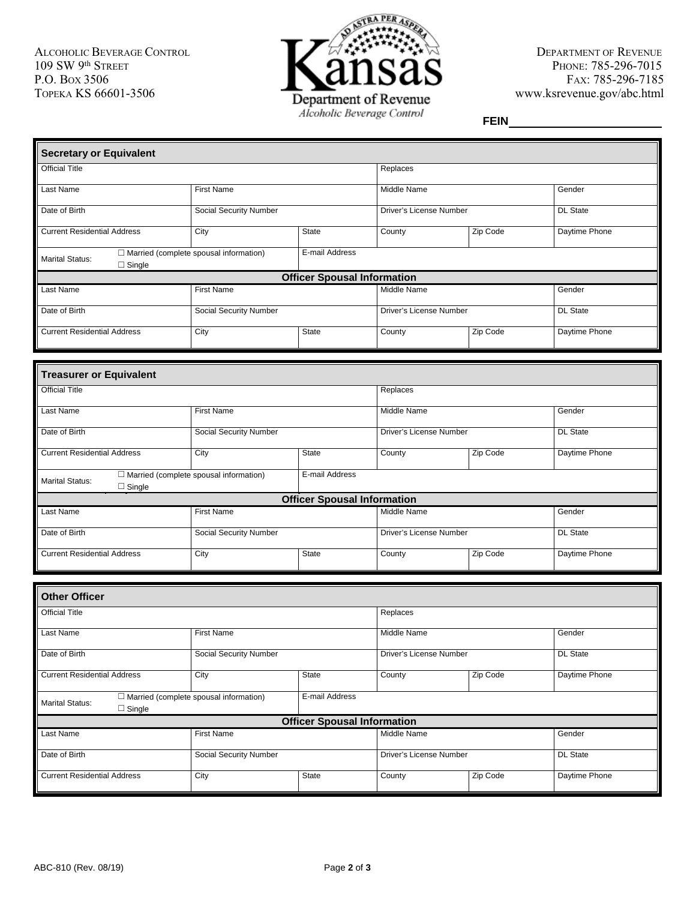ALCOHOLIC BEVERAGE CONTROL
109 SW 9th STREET
P.O. BOX 3506
TOPEKA KS 66601-3506

**Kansas Department of Revenue**
*Alcoholic Beverage Control*

DEPARTMENT OF REVENUE
PHONE: 785-296-7015
FAX: 785-296-7185
www.ksrevenue.gov/abc.html

**FEIN** ______________________

## Secretary or Equivalent

| Official Title | | | Replaces | | |
|---|---|---|---|---|---|
| Last Name | First Name | | Middle Name | | Gender |
| Date of Birth | Social Security Number | | Driver's License Number | | DL State |
| Current Residential Address | City | State | County | Zip Code | Daytime Phone |
| Marital Status: ☐ Married (complete spousal information) ☐ Single | | E-mail Address | | | |

**Officer Spousal Information**

| Last Name | First Name | | Middle Name | | Gender |
|---|---|---|---|---|---|
| Date of Birth | Social Security Number | | Driver's License Number | | DL State |
| Current Residential Address | City | State | County | Zip Code | Daytime Phone |

## Treasurer or Equivalent

| Official Title | | | Replaces | | |
|---|---|---|---|---|---|
| Last Name | First Name | | Middle Name | | Gender |
| Date of Birth | Social Security Number | | Driver's License Number | | DL State |
| Current Residential Address | City | State | County | Zip Code | Daytime Phone |
| Marital Status: ☐ Married (complete spousal information) ☐ Single | | E-mail Address | | | |

**Officer Spousal Information**

| Last Name | First Name | | Middle Name | | Gender |
|---|---|---|---|---|---|
| Date of Birth | Social Security Number | | Driver's License Number | | DL State |
| Current Residential Address | City | State | County | Zip Code | Daytime Phone |

## Other Officer

| Official Title | | | Replaces | | |
|---|---|---|---|---|---|
| Last Name | First Name | | Middle Name | | Gender |
| Date of Birth | Social Security Number | | Driver's License Number | | DL State |
| Current Residential Address | City | State | County | Zip Code | Daytime Phone |
| Marital Status: ☐ Married (complete spousal information) ☐ Single | | E-mail Address | | | |

**Officer Spousal Information**

| Last Name | First Name | | Middle Name | | Gender |
|---|---|---|---|---|---|
| Date of Birth | Social Security Number | | Driver's License Number | | DL State |
| Current Residential Address | City | State | County | Zip Code | Daytime Phone |

ABC-810 (Rev. 08/19)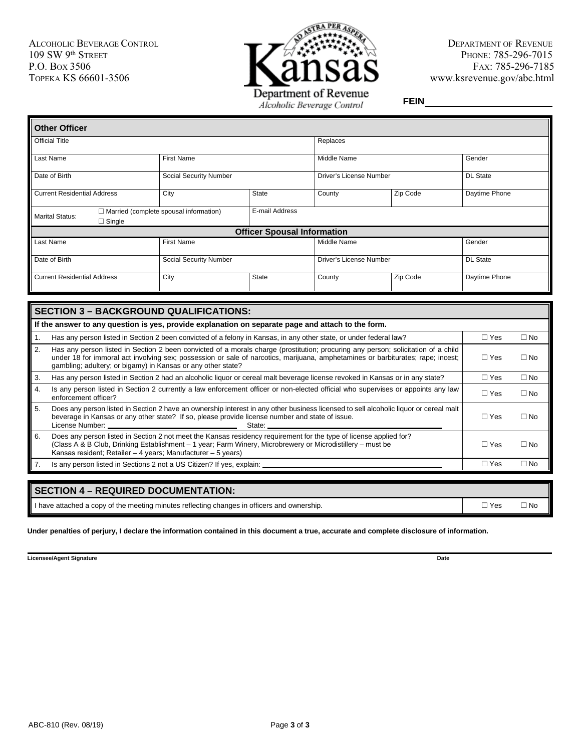Alcoholic Beverage Control
109 SW 9th Street
P.O. Box 3506
Topeka KS 66601-3506

Kansas Department of Revenue
*Alcoholic Beverage Control*

Department of Revenue
Phone: 785-296-7015
Fax: 785-296-7185
www.ksrevenue.gov/abc.html

**FEIN** ________________________

## Other Officer

| | | | | | |
|---|---|---|---|---|---|
| Official Title | | | Replaces | | |
| Last Name | First Name | | Middle Name | | Gender |
| Date of Birth | Social Security Number | | Driver's License Number | | DL State |
| Current Residential Address | City | State | County | Zip Code | Daytime Phone |
| Marital Status: ☐ Married (complete spousal information) ☐ Single | | E-mail Address | | | |

### Officer Spousal Information

| | | | | | |
|---|---|---|---|---|---|
| Last Name | First Name | | Middle Name | | Gender |
| Date of Birth | Social Security Number | | Driver's License Number | | DL State |
| Current Residential Address | City | State | County | Zip Code | Daytime Phone |

## SECTION 3 – BACKGROUND QUALIFICATIONS:

**If the answer to any question is yes, provide explanation on separate page and attach to the form.**

| | | | |
|---|---|---|---|
| 1. | Has any person listed in Section 2 been convicted of a felony in Kansas, in any other state, or under federal law? | ☐ Yes | ☐ No |
| 2. | Has any person listed in Section 2 been convicted of a morals charge (prostitution; procuring any person; solicitation of a child under 18 for immoral act involving sex; possession or sale of narcotics, marijuana, amphetamines or barbiturates; rape; incest; gambling; adultery; or bigamy) in Kansas or any other state? | ☐ Yes | ☐ No |
| 3. | Has any person listed in Section 2 had an alcoholic liquor or cereal malt beverage license revoked in Kansas or in any state? | ☐ Yes | ☐ No |
| 4. | Is any person listed in Section 2 currently a law enforcement officer or non-elected official who supervises or appoints any law enforcement officer? | ☐ Yes | ☐ No |
| 5. | Does any person listed in Section 2 have an ownership interest in any other business licensed to sell alcoholic liquor or cereal malt beverage in Kansas or any other state? If so, please provide license number and state of issue. License Number: ____________ State: ____________ | ☐ Yes | ☐ No |
| 6. | Does any person listed in Section 2 not meet the Kansas residency requirement for the type of license applied for? (Class A & B Club, Drinking Establishment – 1 year; Farm Winery, Microbrewery or Microdistillery – must be Kansas resident; Retailer – 4 years; Manufacturer – 5 years) | ☐ Yes | ☐ No |
| 7. | Is any person listed in Sections 2 not a US Citizen? If yes, explain: ____________ | ☐ Yes | ☐ No |

## SECTION 4 – REQUIRED DOCUMENTATION:

| | | |
|---|---|---|
| I have attached a copy of the meeting minutes reflecting changes in officers and ownership. | ☐ Yes | ☐ No |

**Under penalties of perjury, I declare the information contained in this document a true, accurate and complete disclosure of information.**

______________________________________________

**Licensee/Agent Signature** **Date**

ABC-810 (Rev. 08/19)